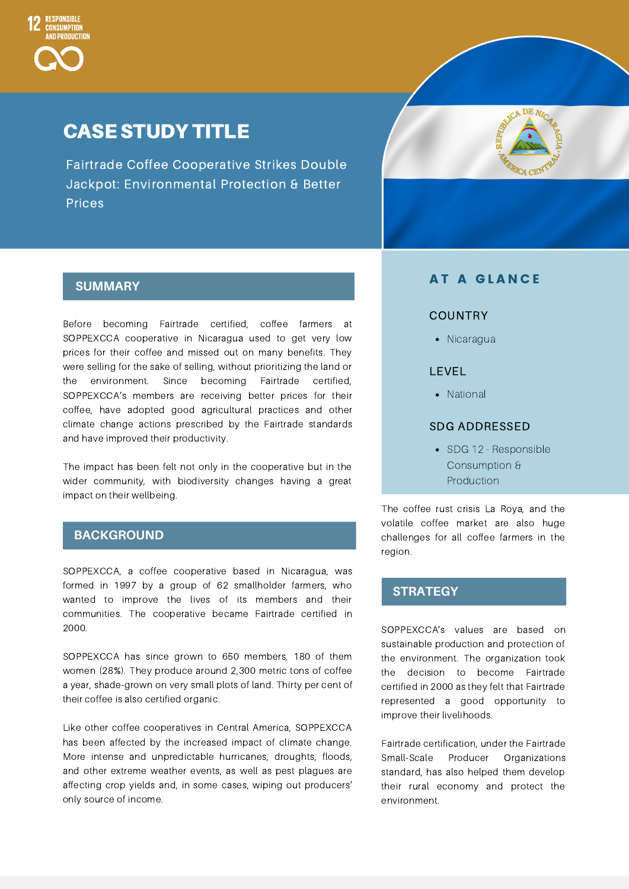12 RESPONSIBLE CONSUMPTION AND PRODUCTION

# CASE STUDY TITLE

Fairtrade Coffee Cooperative Strikes Double Jackpot: Environmental Protection & Better Prices

## SUMMARY

Before becoming Fairtrade certified, coffee farmers at SOPPEXCCA cooperative in Nicaragua used to get very low prices for their coffee and missed out on many benefits. They were selling for the sake of selling, without prioritizing the land or the environment. Since becoming Fairtrade certified, SOPPEXCCA's members are receiving better prices for their coffee, have adopted good agricultural practices and other climate change actions prescribed by the Fairtrade standards and have improved their productivity.

The impact has been felt not only in the cooperative but in the wider community, with biodiversity changes having a great impact on their wellbeing.

## BACKGROUND

SOPPEXCCA, a coffee cooperative based in Nicaragua, was formed in 1997 by a group of 62 smallholder farmers, who wanted to improve the lives of its members and their communities. The cooperative became Fairtrade certified in 2000.

SOPPEXCCA has since grown to 650 members, 180 of them women (28%). They produce around 2,300 metric tons of coffee a year, shade-grown on very small plots of land. Thirty per cent of their coffee is also certified organic.

Like other coffee cooperatives in Central America, SOPPEXCCA has been affected by the increased impact of climate change. More intense and unpredictable hurricanes, droughts, floods, and other extreme weather events, as well as pest plagues are affecting crop yields and, in some cases, wiping out producers' only source of income.

The coffee rust crisis La Roya, and the volatile coffee market are also huge challenges for all coffee farmers in the region.

## AT A GLANCE

### COUNTRY

- Nicaragua

### LEVEL

- National

### SDG ADDRESSED

- SDG 12 - Responsible Consumption & Production

## STRATEGY

SOPPEXCCA's values are based on sustainable production and protection of the environment. The organization took the decision to become Fairtrade certified in 2000 as they felt that Fairtrade represented a good opportunity to improve their livelihoods.

Fairtrade certification, under the Fairtrade Small-Scale Producer Organizations standard, has also helped them develop their rural economy and protect the environment.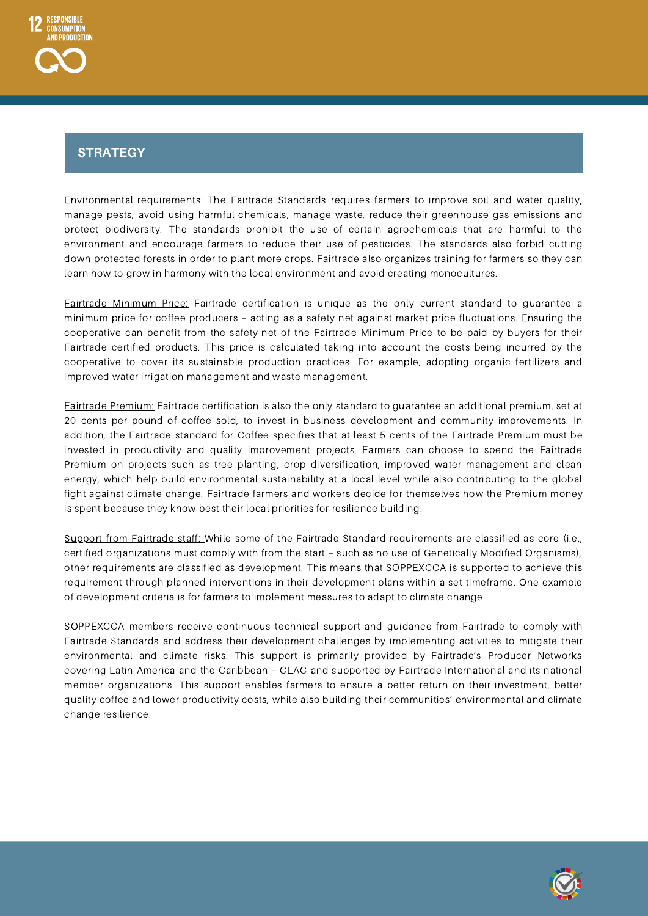## STRATEGY

Environmental requirements: The Fairtrade Standards requires farmers to improve soil and water quality, manage pests, avoid using harmful chemicals, manage waste, reduce their greenhouse gas emissions and protect biodiversity. The standards prohibit the use of certain agrochemicals that are harmful to the environment and encourage farmers to reduce their use of pesticides. The standards also forbid cutting down protected forests in order to plant more crops. Fairtrade also organizes training for farmers so they can learn how to grow in harmony with the local environment and avoid creating monocultures.

Fairtrade Minimum Price: Fairtrade certification is unique as the only current standard to guarantee a minimum price for coffee producers – acting as a safety net against market price fluctuations. Ensuring the cooperative can benefit from the safety-net of the Fairtrade Minimum Price to be paid by buyers for their Fairtrade certified products. This price is calculated taking into account the costs being incurred by the cooperative to cover its sustainable production practices. For example, adopting organic fertilizers and improved water irrigation management and waste management.

Fairtrade Premium: Fairtrade certification is also the only standard to guarantee an additional premium, set at 20 cents per pound of coffee sold, to invest in business development and community improvements. In addition, the Fairtrade standard for Coffee specifies that at least 5 cents of the Fairtrade Premium must be invested in productivity and quality improvement projects. Farmers can choose to spend the Fairtrade Premium on projects such as tree planting, crop diversification, improved water management and clean energy, which help build environmental sustainability at a local level while also contributing to the global fight against climate change. Fairtrade farmers and workers decide for themselves how the Premium money is spent because they know best their local priorities for resilience building.

Support from Fairtrade staff: While some of the Fairtrade Standard requirements are classified as core (i.e., certified organizations must comply with from the start – such as no use of Genetically Modified Organisms), other requirements are classified as development. This means that SOPPEXCCA is supported to achieve this requirement through planned interventions in their development plans within a set timeframe. One example of development criteria is for farmers to implement measures to adapt to climate change.

SOPPEXCCA members receive continuous technical support and guidance from Fairtrade to comply with Fairtrade Standards and address their development challenges by implementing activities to mitigate their environmental and climate risks. This support is primarily provided by Fairtrade's Producer Networks covering Latin America and the Caribbean – CLAC and supported by Fairtrade International and its national member organizations. This support enables farmers to ensure a better return on their investment, better quality coffee and lower productivity costs, while also building their communities' environmental and climate change resilience.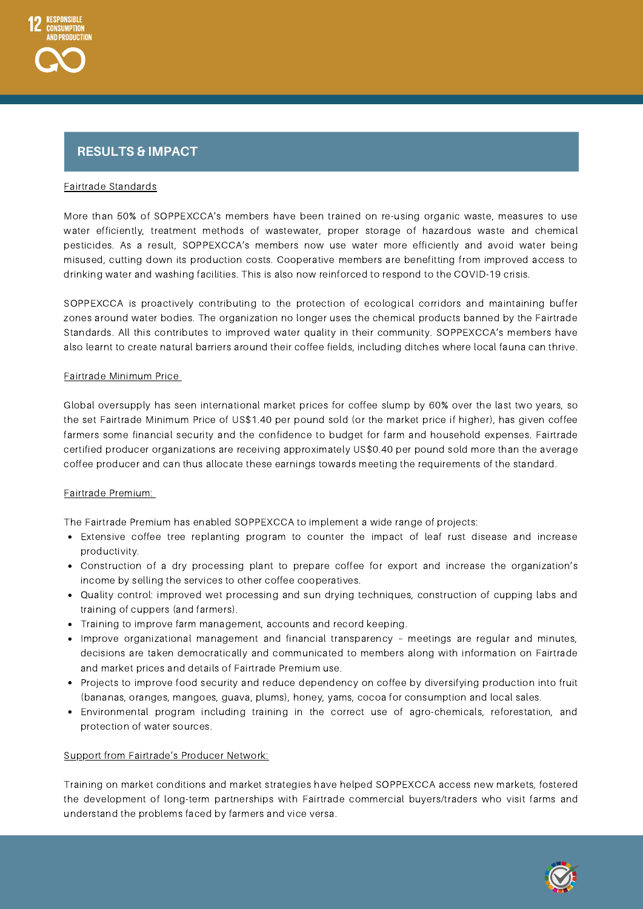12 RESPONSIBLE CONSUMPTION AND PRODUCTION

## RESULTS & IMPACT

Fairtrade Standards

More than 50% of SOPPEXCCA's members have been trained on re-using organic waste, measures to use water efficiently, treatment methods of wastewater, proper storage of hazardous waste and chemical pesticides. As a result, SOPPEXCCA's members now use water more efficiently and avoid water being misused, cutting down its production costs. Cooperative members are benefitting from improved access to drinking water and washing facilities. This is also now reinforced to respond to the COVID-19 crisis.

SOPPEXCCA is proactively contributing to the protection of ecological corridors and maintaining buffer zones around water bodies. The organization no longer uses the chemical products banned by the Fairtrade Standards. All this contributes to improved water quality in their community. SOPPEXCCA's members have also learnt to create natural barriers around their coffee fields, including ditches where local fauna can thrive.

Fairtrade Minimum Price

Global oversupply has seen international market prices for coffee slump by 60% over the last two years, so the set Fairtrade Minimum Price of US$1.40 per pound sold (or the market price if higher), has given coffee farmers some financial security and the confidence to budget for farm and household expenses. Fairtrade certified producer organizations are receiving approximately US$0.40 per pound sold more than the average coffee producer and can thus allocate these earnings towards meeting the requirements of the standard.

Fairtrade Premium:

The Fairtrade Premium has enabled SOPPEXCCA to implement a wide range of projects:

- Extensive coffee tree replanting program to counter the impact of leaf rust disease and increase productivity.
- Construction of a dry processing plant to prepare coffee for export and increase the organization's income by selling the services to other coffee cooperatives.
- Quality control: improved wet processing and sun drying techniques, construction of cupping labs and training of cuppers (and farmers).
- Training to improve farm management, accounts and record keeping.
- Improve organizational management and financial transparency – meetings are regular and minutes, decisions are taken democratically and communicated to members along with information on Fairtrade and market prices and details of Fairtrade Premium use.
- Projects to improve food security and reduce dependency on coffee by diversifying production into fruit (bananas, oranges, mangoes, guava, plums), honey, yams, cocoa for consumption and local sales.
- Environmental program including training in the correct use of agro-chemicals, reforestation, and protection of water sources.

Support from Fairtrade's Producer Network:

Training on market conditions and market strategies have helped SOPPEXCCA access new markets, fostered the development of long-term partnerships with Fairtrade commercial buyers/traders who visit farms and understand the problems faced by farmers and vice versa.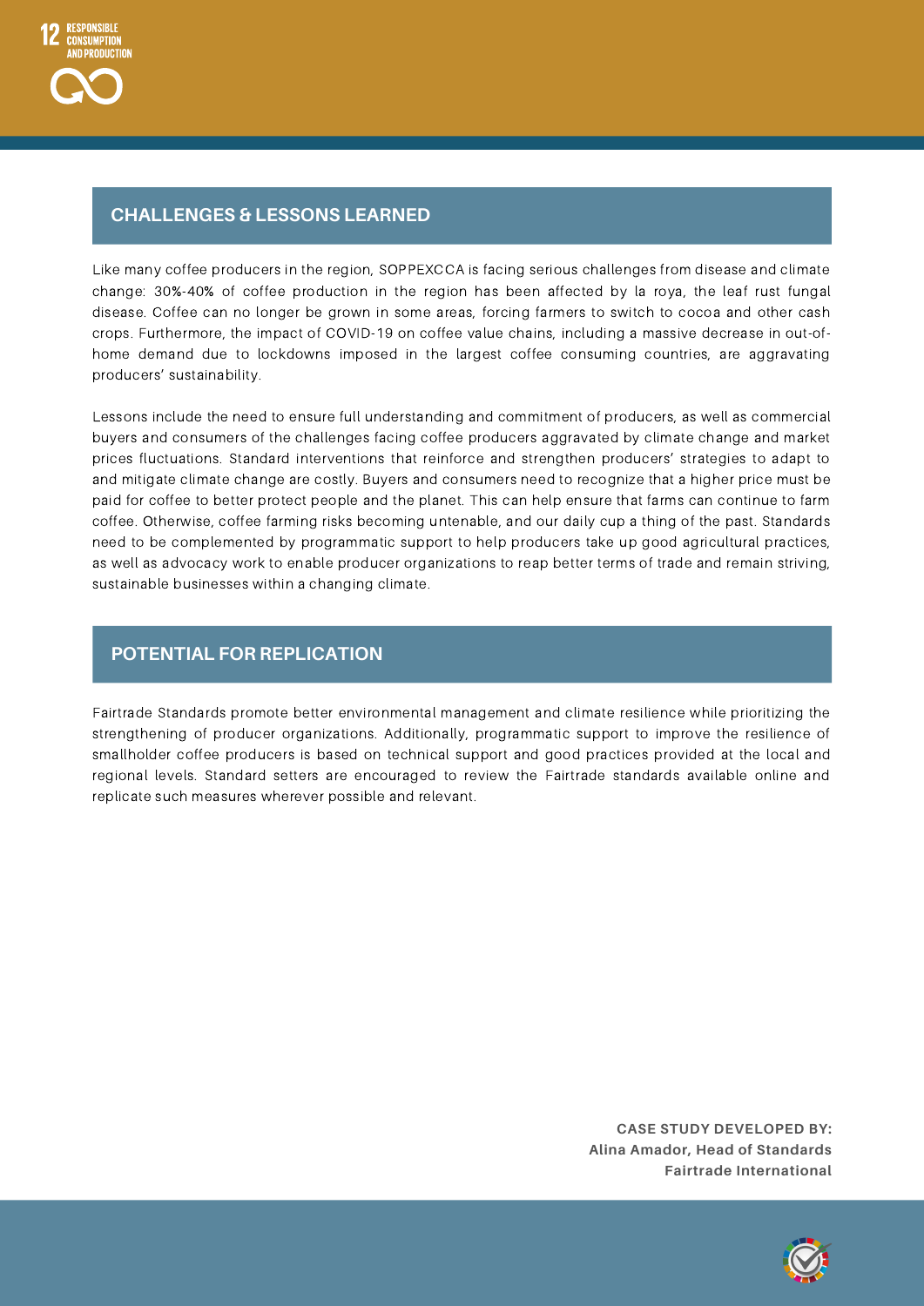## CHALLENGES & LESSONS LEARNED

Like many coffee producers in the region, SOPPEXCCA is facing serious challenges from disease and climate change: 30%-40% of coffee production in the region has been affected by la roya, the leaf rust fungal disease. Coffee can no longer be grown in some areas, forcing farmers to switch to cocoa and other cash crops. Furthermore, the impact of COVID-19 on coffee value chains, including a massive decrease in out-of-home demand due to lockdowns imposed in the largest coffee consuming countries, are aggravating producers' sustainability.

Lessons include the need to ensure full understanding and commitment of producers, as well as commercial buyers and consumers of the challenges facing coffee producers aggravated by climate change and market prices fluctuations. Standard interventions that reinforce and strengthen producers' strategies to adapt to and mitigate climate change are costly. Buyers and consumers need to recognize that a higher price must be paid for coffee to better protect people and the planet. This can help ensure that farms can continue to farm coffee. Otherwise, coffee farming risks becoming untenable, and our daily cup a thing of the past. Standards need to be complemented by programmatic support to help producers take up good agricultural practices, as well as advocacy work to enable producer organizations to reap better terms of trade and remain striving, sustainable businesses within a changing climate.

## POTENTIAL FOR REPLICATION

Fairtrade Standards promote better environmental management and climate resilience while prioritizing the strengthening of producer organizations. Additionally, programmatic support to improve the resilience of smallholder coffee producers is based on technical support and good practices provided at the local and regional levels. Standard setters are encouraged to review the Fairtrade standards available online and replicate such measures wherever possible and relevant.

**CASE STUDY DEVELOPED BY:**
**Alina Amador, Head of Standards**
**Fairtrade International**